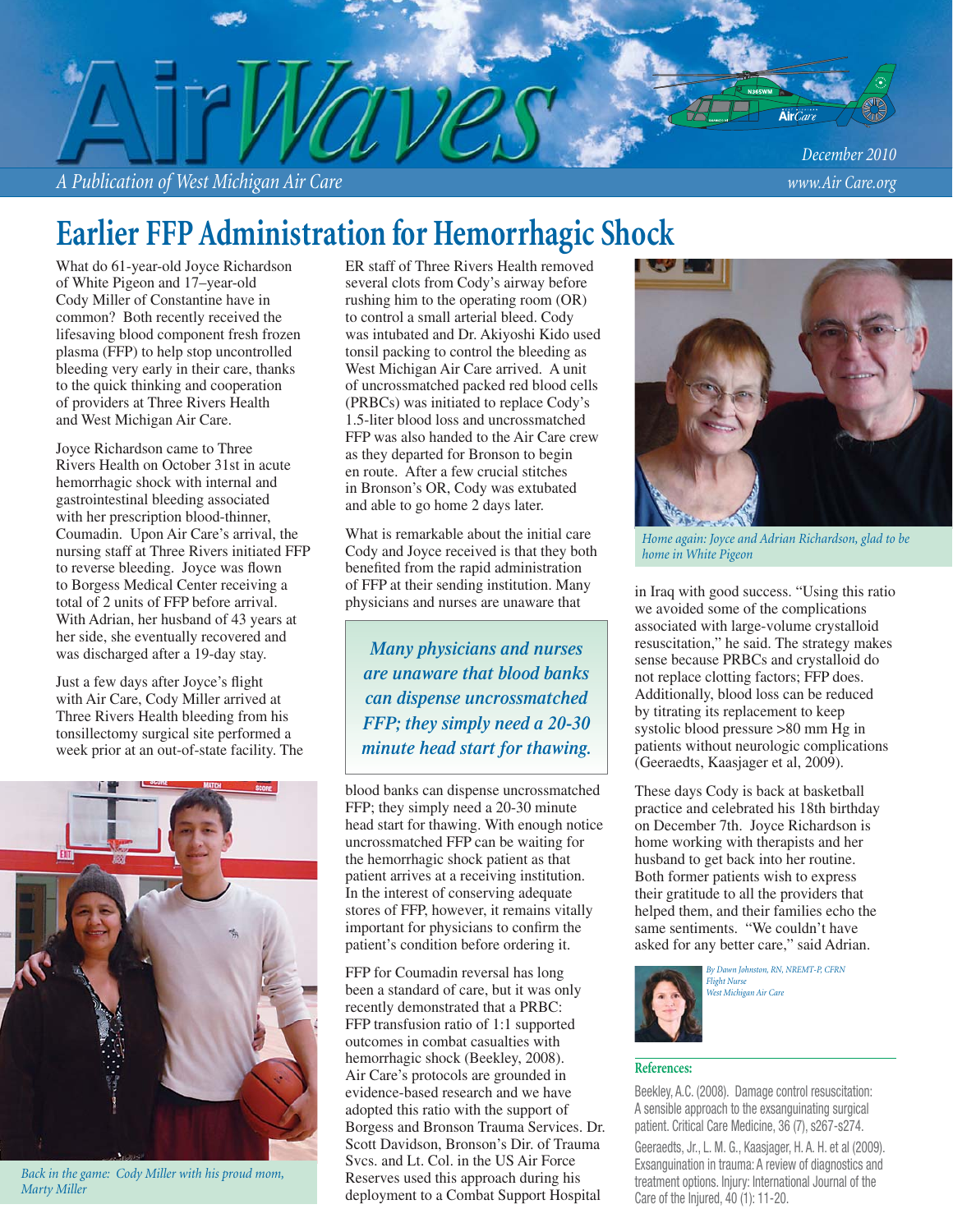# AirWaves

*A Publication of West Michigan Air Care*

December 2010

www.Air Care.org

## Earlier FFP Administration for Hemorrhagic Shock

What do 61-year-old Joyce Richardson of White Pigeon and 17–year-old Cody Miller of Constantine have in common? Both recently received the lifesaving blood component fresh frozen plasma (FFP) to help stop uncontrolled bleeding very early in their care, thanks to the quick thinking and cooperation of providers at Three Rivers Health and West Michigan Air Care.

Joyce Richardson came to Three Rivers Health on October 31st in acute hemorrhagic shock with internal and gastrointestinal bleeding associated with her prescription blood-thinner, Coumadin. Upon Air Care's arrival, the nursing staff at Three Rivers initiated FFP to reverse bleeding. Joyce was flown to Borgess Medical Center receiving a total of 2 units of FFP before arrival. With Adrian, her husband of 43 years at her side, she eventually recovered and was discharged after a 19-day stay.

Just a few days after Joyce's flight with Air Care, Cody Miller arrived at Three Rivers Health bleeding from his tonsillectomy surgical site performed a week prior at an out-of-state facility. The ER staff of Three Rivers Health removed several clots from Cody's airway before rushing him to the operating room (OR) to control a small arterial bleed. Cody was intubated and Dr. Akiyoshi Kido used tonsil packing to control the bleeding as West Michigan Air Care arrived. A unit of uncrossmatched packed red blood cells (PRBCs) was initiated to replace Cody's 1.5-liter blood loss and uncrossmatched FFP was also handed to the Air Care crew as they departed for Bronson to begin en route. After a few crucial stitches in Bronson's OR, Cody was extubated and able to go home 2 days later.

*Back in the game: Cody Miller with his proud mom, Marty Miller*

What is remarkable about the initial care Cody and Joyce received is that they both benefited from the rapid administration of FFP at their sending institution. Many physicians and nurses are unaware that blood banks can dispense uncrossmatched FFP; they simply need a 20-30 minute head start for thawing. With enough notice uncrossmatched FFP can be waiting for the hemorrhagic shock patient as that patient arrives at a receiving institution. In the interest of conserving adequate stores of FFP, however, it remains vitally important for physicians to confirm the patient's condition before ordering it.

> ***Many physicians and nurses are unaware that blood banks can dispense uncrossmatched FFP; they simply need a 20-30 minute head start for thawing.***

FFP for Coumadin reversal has long been a standard of care, but it was only recently demonstrated that a PRBC: FFP transfusion ratio of 1:1 supported outcomes in combat casualties with hemorrhagic shock (Beekley, 2008). Air Care's protocols are grounded in evidence-based research and we have adopted this ratio with the support of Borgess and Bronson Trauma Services. Dr. Scott Davidson, Bronson's Dir. of Trauma Svcs. and Lt. Col. in the US Air Force Reserves used this approach during his deployment to a Combat Support Hospital in Iraq with good success. "Using this ratio we avoided some of the complications associated with large-volume crystalloid resuscitation," he said. The strategy makes sense because PRBCs and crystalloid do not replace clotting factors; FFP does. Additionally, blood loss can be reduced by titrating its replacement to keep systolic blood pressure >80 mm Hg in patients without neurologic complications (Geeraedts, Kaasjager et al, 2009).

*Home again: Joyce and Adrian Richardson, glad to be home in White Pigeon*

These days Cody is back at basketball practice and celebrated his 18th birthday on December 7th. Joyce Richardson is home working with therapists and her husband to get back into her routine. Both former patients wish to express their gratitude to all the providers that helped them, and their families echo the same sentiments. "We couldn't have asked for any better care," said Adrian.

*By Dawn Johnston, RN, NREMT-P, CFRN*
*Flight Nurse*
*West Michigan Air Care*

### References:

Beekley, A.C. (2008). Damage control resuscitation: A sensible approach to the exsanguinating surgical patient. Critical Care Medicine, 36 (7), s267-s274.

Geeraedts, Jr., L. M. G., Kaasjager, H. A. H. et al (2009). Exsanguination in trauma: A review of diagnostics and treatment options. Injury: International Journal of the Care of the Injured, 40 (1): 11-20.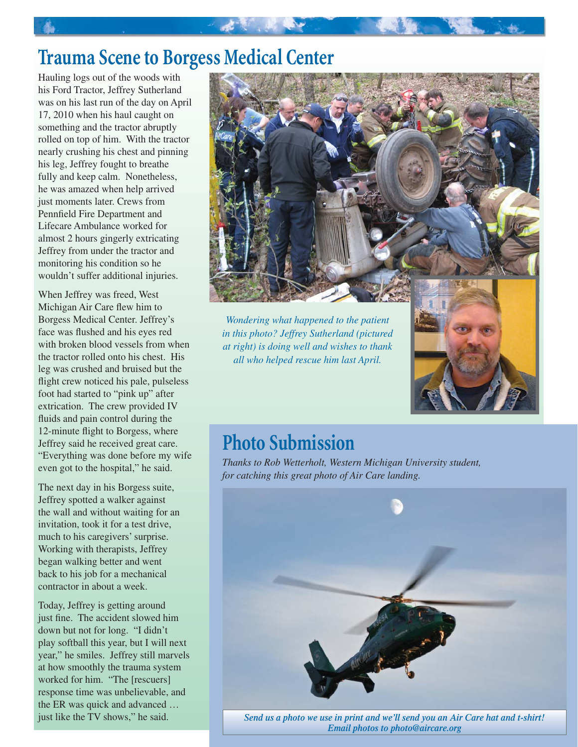# Trauma Scene to Borgess Medical Center

Hauling logs out of the woods with his Ford Tractor, Jeffrey Sutherland was on his last run of the day on April 17, 2010 when his haul caught on something and the tractor abruptly rolled on top of him. With the tractor nearly crushing his chest and pinning his leg, Jeffrey fought to breathe fully and keep calm. Nonetheless, he was amazed when help arrived just moments later. Crews from Pennfield Fire Department and Lifecare Ambulance worked for almost 2 hours gingerly extricating Jeffrey from under the tractor and monitoring his condition so he wouldn't suffer additional injuries.

When Jeffrey was freed, West Michigan Air Care flew him to Borgess Medical Center. Jeffrey's face was flushed and his eyes red with broken blood vessels from when the tractor rolled onto his chest. His leg was crushed and bruised but the flight crew noticed his pale, pulseless foot had started to "pink up" after extrication. The crew provided IV fluids and pain control during the 12-minute flight to Borgess, where Jeffrey said he received great care. "Everything was done before my wife even got to the hospital," he said.

The next day in his Borgess suite, Jeffrey spotted a walker against the wall and without waiting for an invitation, took it for a test drive, much to his caregivers' surprise. Working with therapists, Jeffrey began walking better and went back to his job for a mechanical contractor in about a week.

Today, Jeffrey is getting around just fine. The accident slowed him down but not for long. "I didn't play softball this year, but I will next year," he smiles. Jeffrey still marvels at how smoothly the trauma system worked for him. "The [rescuers] response time was unbelievable, and the ER was quick and advanced … just like the TV shows," he said.

*Wondering what happened to the patient in this photo? Jeffrey Sutherland (pictured at right) is doing well and wishes to thank all who helped rescue him last April.*

## Photo Submission

*Thanks to Rob Wetterholt, Western Michigan University student, for catching this great photo of Air Care landing.*

***Send us a photo we use in print and we'll send you an Air Care hat and t-shirt! Email photos to photo@aircare.org***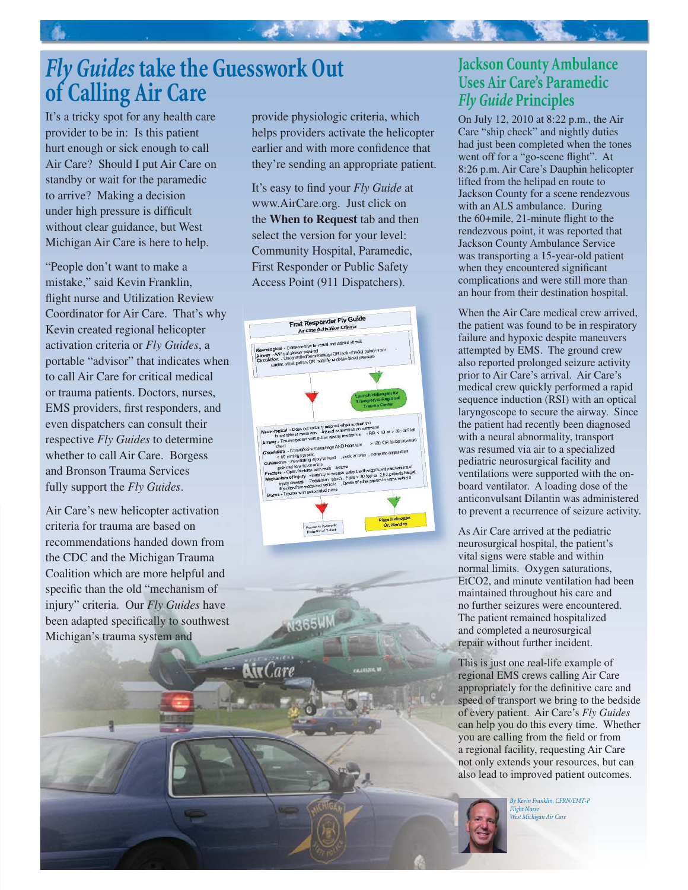# *Fly Guides* take the Guesswork Out of Calling Air Care

It's a tricky spot for any health care provider to be in: Is this patient hurt enough or sick enough to call Air Care? Should I put Air Care on standby or wait for the paramedic to arrive? Making a decision under high pressure is difficult without clear guidance, but West Michigan Air Care is here to help.

"People don't want to make a mistake," said Kevin Franklin, flight nurse and Utilization Review Coordinator for Air Care. That's why Kevin created regional helicopter activation criteria or *Fly Guides*, a portable "advisor" that indicates when to call Air Care for critical medical or trauma patients. Doctors, nurses, EMS providers, first responders, and even dispatchers can consult their respective *Fly Guides* to determine whether to call Air Care. Borgess and Bronson Trauma Services fully support the *Fly Guides*.

Air Care's new helicopter activation criteria for trauma are based on recommendations handed down from the CDC and the Michigan Trauma Coalition which are more helpful and specific than the old "mechanism of injury" criteria. Our *Fly Guides* have been adapted specifically to southwest Michigan's trauma system and provide physiologic criteria, which helps providers activate the helicopter earlier and with more confidence that they're sending an appropriate patient.

It's easy to find your *Fly Guide* at www.AirCare.org. Just click on the **When to Request** tab and then select the version for your level: Community Hospital, Paramedic, First Responder or Public Safety Access Point (911 Dispatchers).

## Jackson County Ambulance Uses Air Care's Paramedic *Fly Guide* Principles

On July 12, 2010 at 8:22 p.m., the Air Care "ship check" and nightly duties had just been completed when the tones went off for a "go-scene flight". At 8:26 p.m. Air Care's Dauphin helicopter lifted from the helipad en route to Jackson County for a scene rendezvous with an ALS ambulance. During the 60+mile, 21-minute flight to the rendezvous point, it was reported that Jackson County Ambulance Service was transporting a 15-year-old patient when they encountered significant complications and were still more than an hour from their destination hospital.

When the Air Care medical crew arrived, the patient was found to be in respiratory failure and hypoxic despite maneuvers attempted by EMS. The ground crew also reported prolonged seizure activity prior to Air Care's arrival. Air Care's medical crew quickly performed a rapid sequence induction (RSI) with an optical laryngoscope to secure the airway. Since the patient had recently been diagnosed with a neural abnormality, transport was resumed via air to a specialized pediatric neurosurgical facility and ventilations were supported with the on-board ventilator. A loading dose of the anticonvulsant Dilantin was administered to prevent a recurrence of seizure activity.

As Air Care arrived at the pediatric neurosurgical hospital, the patient's vital signs were stable and within normal limits. Oxygen saturations, EtCO2, and minute ventilation had been maintained throughout his care and no further seizures were encountered. The patient remained hospitalized and completed a neurosurgical repair without further incident.

This is just one real-life example of regional EMS crews calling Air Care appropriately for the definitive care and speed of transport we bring to the bedside of every patient. Air Care's *Fly Guides* can help you do this every time. Whether you are calling from the field or from a regional facility, requesting Air Care not only extends your resources, but can also lead to improved patient outcomes.

*By Kevin Franklin, CFRN/EMT-P*
*Flight Nurse*
*West Michigan Air Care*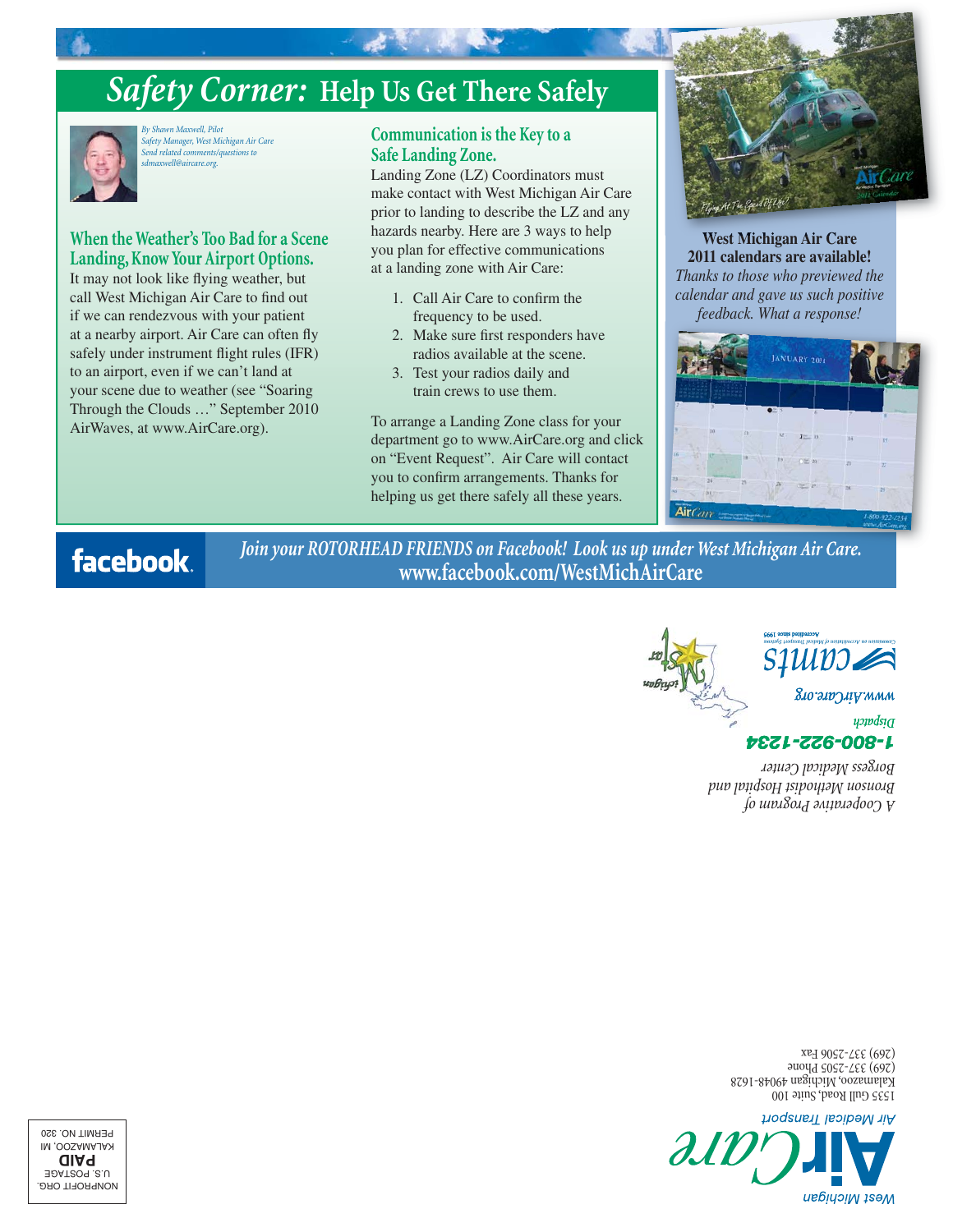# *Safety Corner:* Help Us Get There Safely

*By Shawn Maxwell, Pilot*
*Safety Manager, West Michigan Air Care*
*Send related comments/questions to sdmaxwell@aircare.org.*

## When the Weather's Too Bad for a Scene Landing, Know Your Airport Options.

It may not look like flying weather, but call West Michigan Air Care to find out if we can rendezvous with your patient at a nearby airport. Air Care can often fly safely under instrument flight rules (IFR) to an airport, even if we can't land at your scene due to weather (see "Soaring Through the Clouds …" September 2010 AirWaves, at www.AirCare.org).

## Communication is the Key to a Safe Landing Zone.

Landing Zone (LZ) Coordinators must make contact with West Michigan Air Care prior to landing to describe the LZ and any hazards nearby. Here are 3 ways to help you plan for effective communications at a landing zone with Air Care:

1. Call Air Care to confirm the frequency to be used.
2. Make sure first responders have radios available at the scene.
3. Test your radios daily and train crews to use them.

To arrange a Landing Zone class for your department go to www.AirCare.org and click on "Event Request". Air Care will contact you to confirm arrangements. Thanks for helping us get there safely all these years.

**West Michigan Air Care 2011 calendars are available!**
*Thanks to those who previewed the calendar and gave us such positive feedback. What a response!*

**facebook.**

***Join your ROTORHEAD FRIENDS on Facebook! Look us up under West Michigan Air Care.***
**www.facebook.com/WestMichAirCare**

*A Cooperative Program of Bronson Methodist Hospital and Borgess Medical Center*

**1-800-922-1234**
*Dispatch*

*www.AirCare.org*

CAMTS
Commission on Accreditation of Medical Transport Systems
Accredited since 1995

West Michigan
**Air***Care*
*Air Medical Transport*

1535 Gull Road, Suite 100
Kalamazoo, Michigan 49048-1628
(269) 337-2505 Phone
(269) 337-2506 Fax

NONPROFIT ORG.
U.S. POSTAGE
**PAID**
KALAMAZOO, MI
PERMIT NO. 320